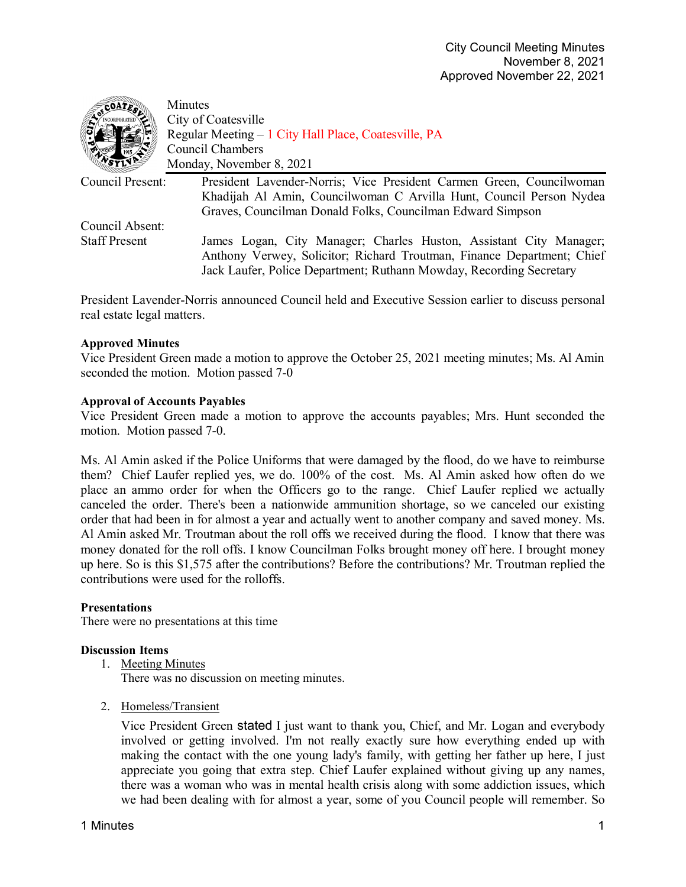City Council Meeting Minutes
November 8, 2021
Approved November 22, 2021

Minutes
City of Coatesville
Regular Meeting – 1 City Hall Place, Coatesville, PA
Council Chambers
Monday, November 8, 2021

| | |
|---|---|
| Council Present: | President Lavender-Norris; Vice President Carmen Green, Councilwoman Khadijah Al Amin, Councilwoman C Arvilla Hunt, Council Person Nydea Graves, Councilman Donald Folks, Councilman Edward Simpson |
| Council Absent: | |
| Staff Present | James Logan, City Manager; Charles Huston, Assistant City Manager; Anthony Verwey, Solicitor; Richard Troutman, Finance Department; Chief Jack Laufer, Police Department; Ruthann Mowday, Recording Secretary |

President Lavender-Norris announced Council held and Executive Session earlier to discuss personal real estate legal matters.

**Approved Minutes**
Vice President Green made a motion to approve the October 25, 2021 meeting minutes; Ms. Al Amin seconded the motion. Motion passed 7-0

**Approval of Accounts Payables**
Vice President Green made a motion to approve the accounts payables; Mrs. Hunt seconded the motion. Motion passed 7-0.

Ms. Al Amin asked if the Police Uniforms that were damaged by the flood, do we have to reimburse them? Chief Laufer replied yes, we do. 100% of the cost. Ms. Al Amin asked how often do we place an ammo order for when the Officers go to the range. Chief Laufer replied we actually canceled the order. There's been a nationwide ammunition shortage, so we canceled our existing order that had been in for almost a year and actually went to another company and saved money. Ms. Al Amin asked Mr. Troutman about the roll offs we received during the flood. I know that there was money donated for the roll offs. I know Councilman Folks brought money off here. I brought money up here. So is this $1,575 after the contributions? Before the contributions? Mr. Troutman replied the contributions were used for the rolloffs.

**Presentations**
There were no presentations at this time

**Discussion Items**

1. Meeting Minutes
   There was no discussion on meeting minutes.

2. Homeless/Transient
   Vice President Green stated I just want to thank you, Chief, and Mr. Logan and everybody involved or getting involved. I'm not really exactly sure how everything ended up with making the contact with the one young lady's family, with getting her father up here, I just appreciate you going that extra step. Chief Laufer explained without giving up any names, there was a woman who was in mental health crisis along with some addiction issues, which we had been dealing with for almost a year, some of you Council people will remember. So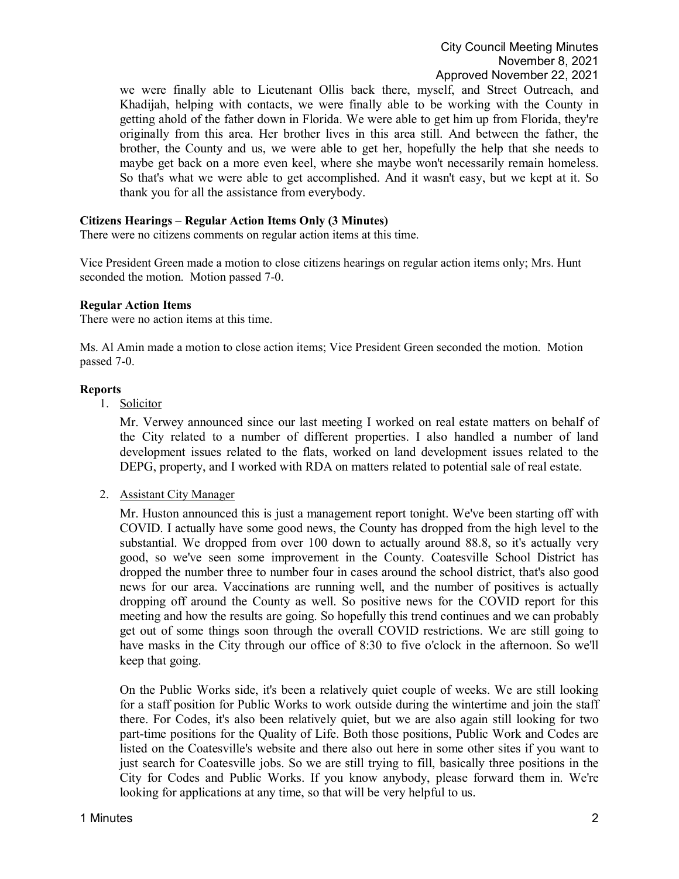we were finally able to Lieutenant Ollis back there, myself, and Street Outreach, and Khadijah, helping with contacts, we were finally able to be working with the County in getting ahold of the father down in Florida. We were able to get him up from Florida, they're originally from this area. Her brother lives in this area still. And between the father, the brother, the County and us, we were able to get her, hopefully the help that she needs to maybe get back on a more even keel, where she maybe won't necessarily remain homeless. So that's what we were able to get accomplished. And it wasn't easy, but we kept at it. So thank you for all the assistance from everybody.

**Citizens Hearings – Regular Action Items Only (3 Minutes)**

There were no citizens comments on regular action items at this time.

Vice President Green made a motion to close citizens hearings on regular action items only; Mrs. Hunt seconded the motion. Motion passed 7-0.

**Regular Action Items**

There were no action items at this time.

Ms. Al Amin made a motion to close action items; Vice President Green seconded the motion. Motion passed 7-0.

**Reports**

1. Solicitor

   Mr. Verwey announced since our last meeting I worked on real estate matters on behalf of the City related to a number of different properties. I also handled a number of land development issues related to the flats, worked on land development issues related to the DEPG, property, and I worked with RDA on matters related to potential sale of real estate.

2. Assistant City Manager

   Mr. Huston announced this is just a management report tonight. We've been starting off with COVID. I actually have some good news, the County has dropped from the high level to the substantial. We dropped from over 100 down to actually around 88.8, so it's actually very good, so we've seen some improvement in the County. Coatesville School District has dropped the number three to number four in cases around the school district, that's also good news for our area. Vaccinations are running well, and the number of positives is actually dropping off around the County as well. So positive news for the COVID report for this meeting and how the results are going. So hopefully this trend continues and we can probably get out of some things soon through the overall COVID restrictions. We are still going to have masks in the City through our office of 8:30 to five o'clock in the afternoon. So we'll keep that going.

   On the Public Works side, it's been a relatively quiet couple of weeks. We are still looking for a staff position for Public Works to work outside during the wintertime and join the staff there. For Codes, it's also been relatively quiet, but we are also again still looking for two part-time positions for the Quality of Life. Both those positions, Public Work and Codes are listed on the Coatesville's website and there also out here in some other sites if you want to just search for Coatesville jobs. So we are still trying to fill, basically three positions in the City for Codes and Public Works. If you know anybody, please forward them in. We're looking for applications at any time, so that will be very helpful to us.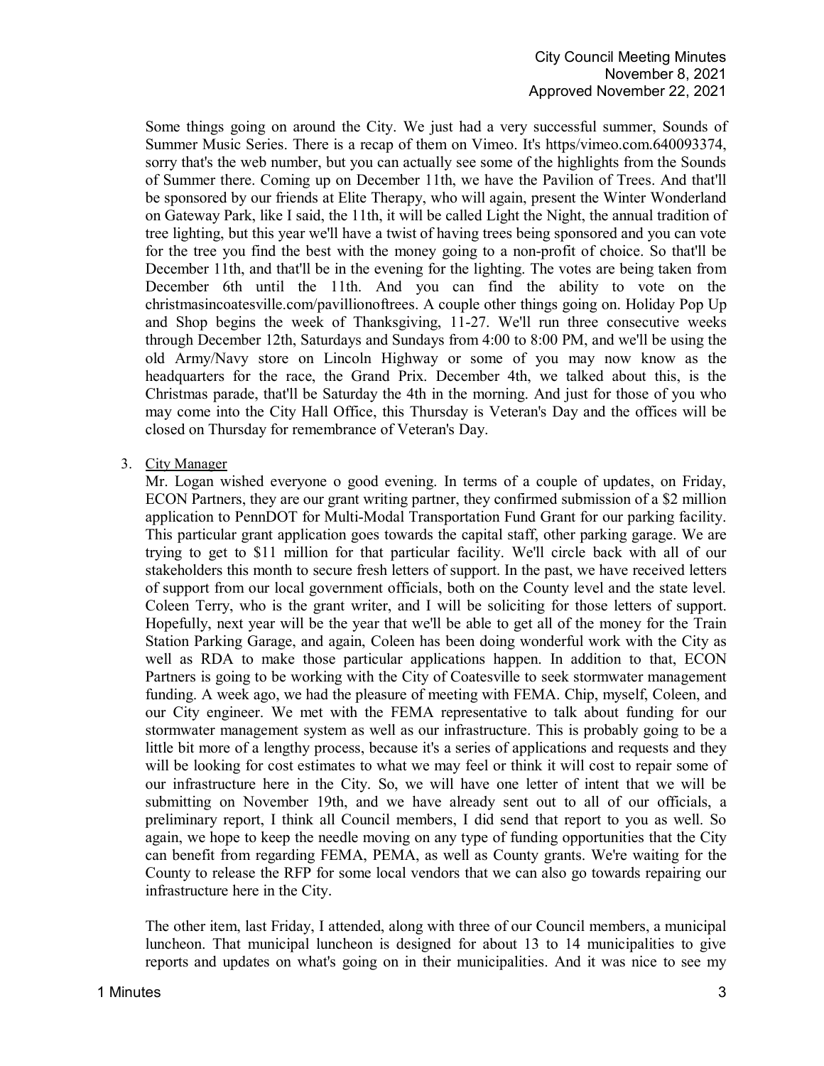Some things going on around the City. We just had a very successful summer, Sounds of Summer Music Series. There is a recap of them on Vimeo. It's https/vimeo.com.640093374, sorry that's the web number, but you can actually see some of the highlights from the Sounds of Summer there. Coming up on December 11th, we have the Pavilion of Trees. And that'll be sponsored by our friends at Elite Therapy, who will again, present the Winter Wonderland on Gateway Park, like I said, the 11th, it will be called Light the Night, the annual tradition of tree lighting, but this year we'll have a twist of having trees being sponsored and you can vote for the tree you find the best with the money going to a non-profit of choice. So that'll be December 11th, and that'll be in the evening for the lighting. The votes are being taken from December 6th until the 11th. And you can find the ability to vote on the christmasincoatesville.com/pavillionoftrees. A couple other things going on. Holiday Pop Up and Shop begins the week of Thanksgiving, 11-27. We'll run three consecutive weeks through December 12th, Saturdays and Sundays from 4:00 to 8:00 PM, and we'll be using the old Army/Navy store on Lincoln Highway or some of you may now know as the headquarters for the race, the Grand Prix. December 4th, we talked about this, is the Christmas parade, that'll be Saturday the 4th in the morning. And just for those of you who may come into the City Hall Office, this Thursday is Veteran's Day and the offices will be closed on Thursday for remembrance of Veteran's Day.

3. City Manager

   Mr. Logan wished everyone o good evening. In terms of a couple of updates, on Friday, ECON Partners, they are our grant writing partner, they confirmed submission of a $2 million application to PennDOT for Multi-Modal Transportation Fund Grant for our parking facility. This particular grant application goes towards the capital staff, other parking garage. We are trying to get to $11 million for that particular facility. We'll circle back with all of our stakeholders this month to secure fresh letters of support. In the past, we have received letters of support from our local government officials, both on the County level and the state level. Coleen Terry, who is the grant writer, and I will be soliciting for those letters of support. Hopefully, next year will be the year that we'll be able to get all of the money for the Train Station Parking Garage, and again, Coleen has been doing wonderful work with the City as well as RDA to make those particular applications happen. In addition to that, ECON Partners is going to be working with the City of Coatesville to seek stormwater management funding. A week ago, we had the pleasure of meeting with FEMA. Chip, myself, Coleen, and our City engineer. We met with the FEMA representative to talk about funding for our stormwater management system as well as our infrastructure. This is probably going to be a little bit more of a lengthy process, because it's a series of applications and requests and they will be looking for cost estimates to what we may feel or think it will cost to repair some of our infrastructure here in the City. So, we will have one letter of intent that we will be submitting on November 19th, and we have already sent out to all of our officials, a preliminary report, I think all Council members, I did send that report to you as well. So again, we hope to keep the needle moving on any type of funding opportunities that the City can benefit from regarding FEMA, PEMA, as well as County grants. We're waiting for the County to release the RFP for some local vendors that we can also go towards repairing our infrastructure here in the City.

   The other item, last Friday, I attended, along with three of our Council members, a municipal luncheon. That municipal luncheon is designed for about 13 to 14 municipalities to give reports and updates on what's going on in their municipalities. And it was nice to see my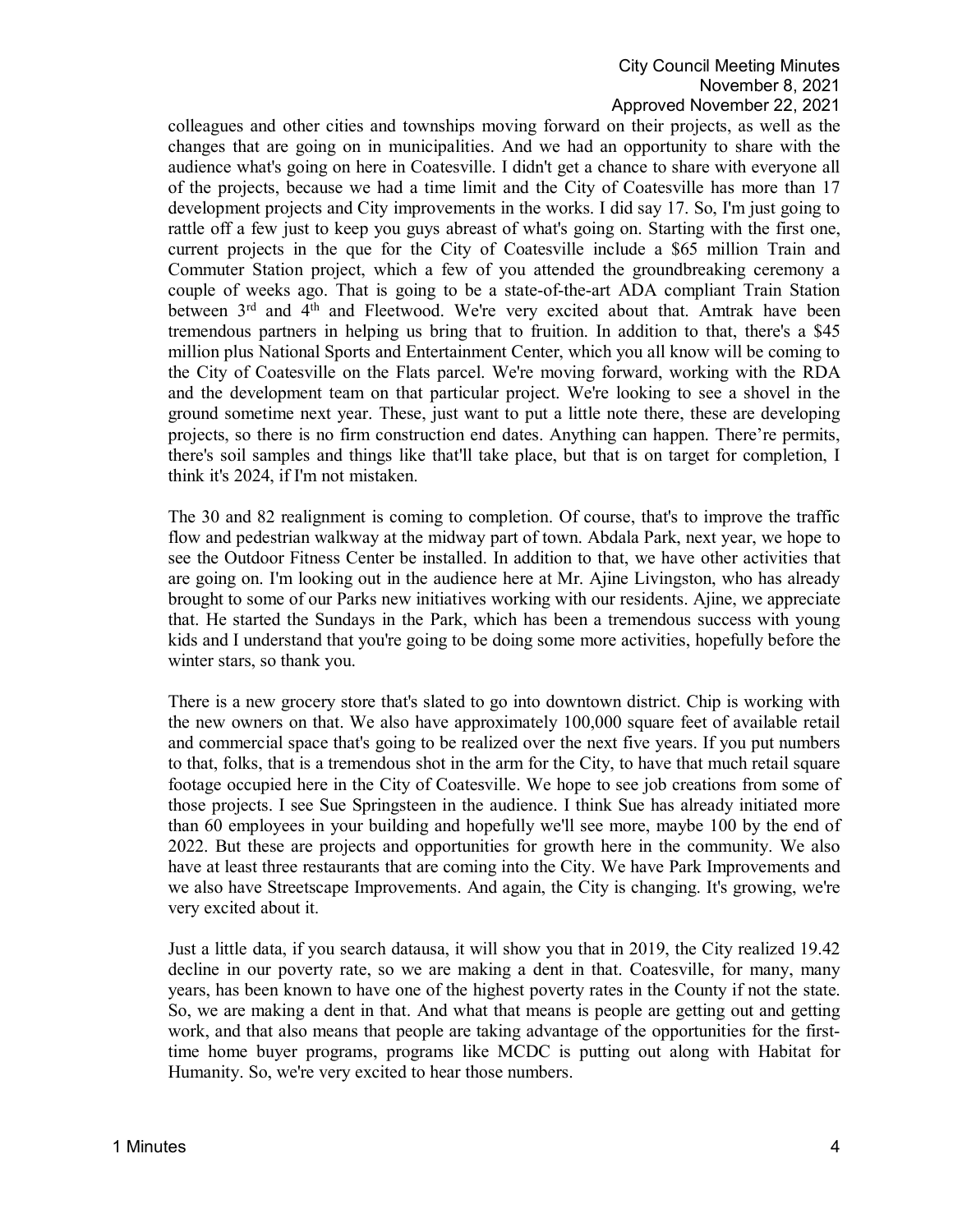colleagues and other cities and townships moving forward on their projects, as well as the changes that are going on in municipalities. And we had an opportunity to share with the audience what's going on here in Coatesville. I didn't get a chance to share with everyone all of the projects, because we had a time limit and the City of Coatesville has more than 17 development projects and City improvements in the works. I did say 17. So, I'm just going to rattle off a few just to keep you guys abreast of what's going on. Starting with the first one, current projects in the que for the City of Coatesville include a $65 million Train and Commuter Station project, which a few of you attended the groundbreaking ceremony a couple of weeks ago. That is going to be a state-of-the-art ADA compliant Train Station between 3rd and 4th and Fleetwood. We're very excited about that. Amtrak have been tremendous partners in helping us bring that to fruition. In addition to that, there's a $45 million plus National Sports and Entertainment Center, which you all know will be coming to the City of Coatesville on the Flats parcel. We're moving forward, working with the RDA and the development team on that particular project. We're looking to see a shovel in the ground sometime next year. These, just want to put a little note there, these are developing projects, so there is no firm construction end dates. Anything can happen. There're permits, there's soil samples and things like that'll take place, but that is on target for completion, I think it's 2024, if I'm not mistaken.

The 30 and 82 realignment is coming to completion. Of course, that's to improve the traffic flow and pedestrian walkway at the midway part of town. Abdala Park, next year, we hope to see the Outdoor Fitness Center be installed. In addition to that, we have other activities that are going on. I'm looking out in the audience here at Mr. Ajine Livingston, who has already brought to some of our Parks new initiatives working with our residents. Ajine, we appreciate that. He started the Sundays in the Park, which has been a tremendous success with young kids and I understand that you're going to be doing some more activities, hopefully before the winter stars, so thank you.

There is a new grocery store that's slated to go into downtown district. Chip is working with the new owners on that. We also have approximately 100,000 square feet of available retail and commercial space that's going to be realized over the next five years. If you put numbers to that, folks, that is a tremendous shot in the arm for the City, to have that much retail square footage occupied here in the City of Coatesville. We hope to see job creations from some of those projects. I see Sue Springsteen in the audience. I think Sue has already initiated more than 60 employees in your building and hopefully we'll see more, maybe 100 by the end of 2022. But these are projects and opportunities for growth here in the community. We also have at least three restaurants that are coming into the City. We have Park Improvements and we also have Streetscape Improvements. And again, the City is changing. It's growing, we're very excited about it.

Just a little data, if you search datausa, it will show you that in 2019, the City realized 19.42 decline in our poverty rate, so we are making a dent in that. Coatesville, for many, many years, has been known to have one of the highest poverty rates in the County if not the state. So, we are making a dent in that. And what that means is people are getting out and getting work, and that also means that people are taking advantage of the opportunities for the first-time home buyer programs, programs like MCDC is putting out along with Habitat for Humanity. So, we're very excited to hear those numbers.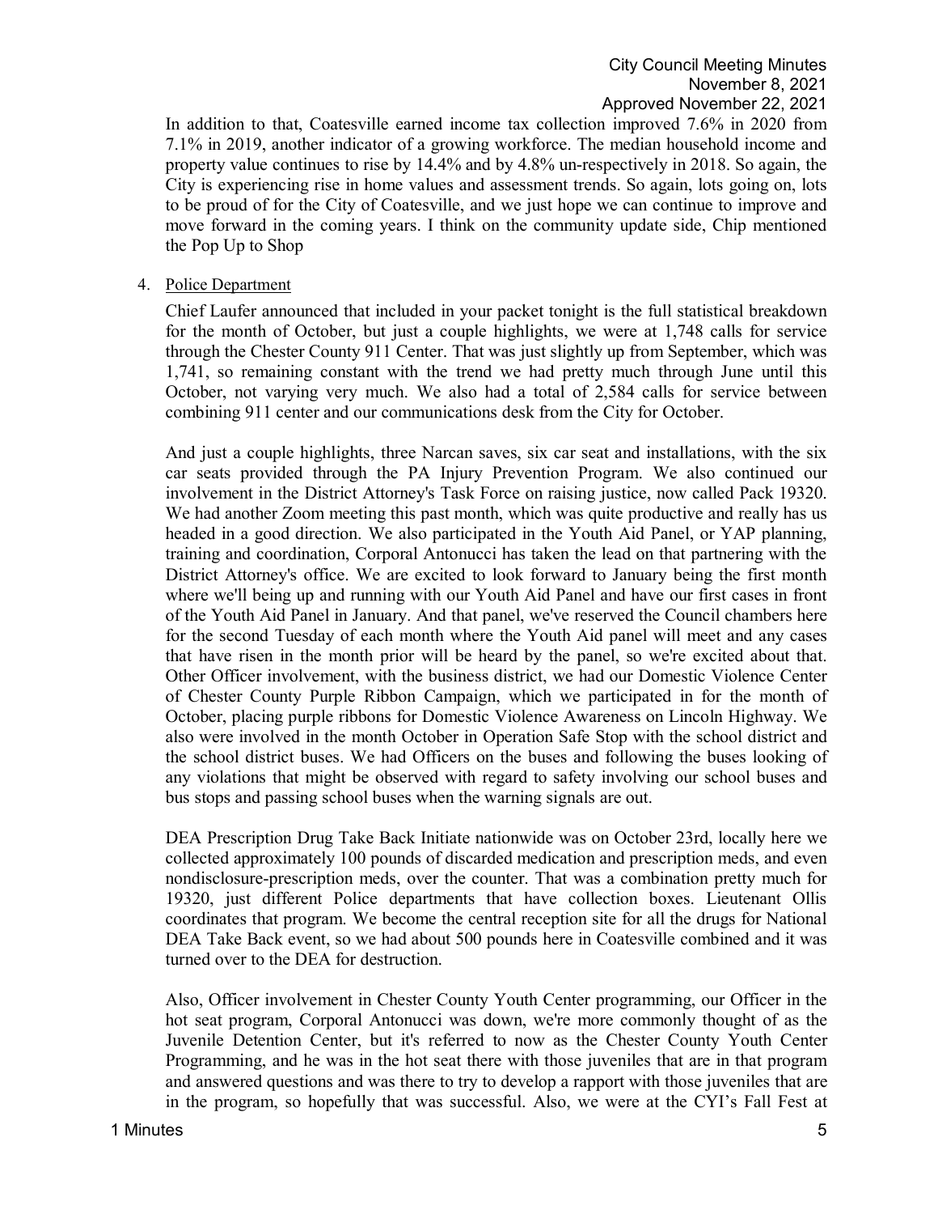In addition to that, Coatesville earned income tax collection improved 7.6% in 2020 from 7.1% in 2019, another indicator of a growing workforce. The median household income and property value continues to rise by 14.4% and by 4.8% un-respectively in 2018. So again, the City is experiencing rise in home values and assessment trends. So again, lots going on, lots to be proud of for the City of Coatesville, and we just hope we can continue to improve and move forward in the coming years. I think on the community update side, Chip mentioned the Pop Up to Shop

4. Police Department

   Chief Laufer announced that included in your packet tonight is the full statistical breakdown for the month of October, but just a couple highlights, we were at 1,748 calls for service through the Chester County 911 Center. That was just slightly up from September, which was 1,741, so remaining constant with the trend we had pretty much through June until this October, not varying very much. We also had a total of 2,584 calls for service between combining 911 center and our communications desk from the City for October.

   And just a couple highlights, three Narcan saves, six car seat and installations, with the six car seats provided through the PA Injury Prevention Program. We also continued our involvement in the District Attorney's Task Force on raising justice, now called Pack 19320. We had another Zoom meeting this past month, which was quite productive and really has us headed in a good direction. We also participated in the Youth Aid Panel, or YAP planning, training and coordination, Corporal Antonucci has taken the lead on that partnering with the District Attorney's office. We are excited to look forward to January being the first month where we'll being up and running with our Youth Aid Panel and have our first cases in front of the Youth Aid Panel in January. And that panel, we've reserved the Council chambers here for the second Tuesday of each month where the Youth Aid panel will meet and any cases that have risen in the month prior will be heard by the panel, so we're excited about that. Other Officer involvement, with the business district, we had our Domestic Violence Center of Chester County Purple Ribbon Campaign, which we participated in for the month of October, placing purple ribbons for Domestic Violence Awareness on Lincoln Highway. We also were involved in the month October in Operation Safe Stop with the school district and the school district buses. We had Officers on the buses and following the buses looking of any violations that might be observed with regard to safety involving our school buses and bus stops and passing school buses when the warning signals are out.

   DEA Prescription Drug Take Back Initiate nationwide was on October 23rd, locally here we collected approximately 100 pounds of discarded medication and prescription meds, and even nondisclosure-prescription meds, over the counter. That was a combination pretty much for 19320, just different Police departments that have collection boxes. Lieutenant Ollis coordinates that program. We become the central reception site for all the drugs for National DEA Take Back event, so we had about 500 pounds here in Coatesville combined and it was turned over to the DEA for destruction.

   Also, Officer involvement in Chester County Youth Center programming, our Officer in the hot seat program, Corporal Antonucci was down, we're more commonly thought of as the Juvenile Detention Center, but it's referred to now as the Chester County Youth Center Programming, and he was in the hot seat there with those juveniles that are in that program and answered questions and was there to try to develop a rapport with those juveniles that are in the program, so hopefully that was successful. Also, we were at the CYI's Fall Fest at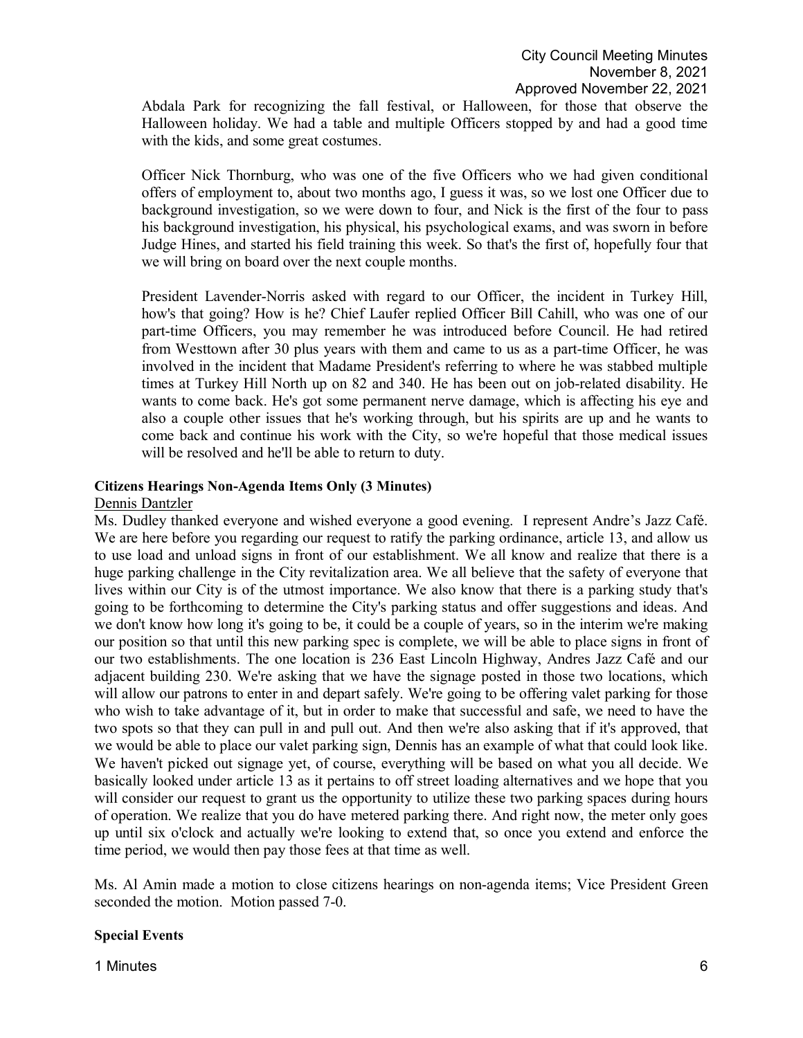Abdala Park for recognizing the fall festival, or Halloween, for those that observe the Halloween holiday. We had a table and multiple Officers stopped by and had a good time with the kids, and some great costumes.

Officer Nick Thornburg, who was one of the five Officers who we had given conditional offers of employment to, about two months ago, I guess it was, so we lost one Officer due to background investigation, so we were down to four, and Nick is the first of the four to pass his background investigation, his physical, his psychological exams, and was sworn in before Judge Hines, and started his field training this week. So that's the first of, hopefully four that we will bring on board over the next couple months.

President Lavender-Norris asked with regard to our Officer, the incident in Turkey Hill, how's that going? How is he? Chief Laufer replied Officer Bill Cahill, who was one of our part-time Officers, you may remember he was introduced before Council. He had retired from Westtown after 30 plus years with them and came to us as a part-time Officer, he was involved in the incident that Madame President's referring to where he was stabbed multiple times at Turkey Hill North up on 82 and 340. He has been out on job-related disability. He wants to come back. He's got some permanent nerve damage, which is affecting his eye and also a couple other issues that he's working through, but his spirits are up and he wants to come back and continue his work with the City, so we're hopeful that those medical issues will be resolved and he'll be able to return to duty.

**Citizens Hearings Non-Agenda Items Only (3 Minutes)**

Dennis Dantzler

Ms. Dudley thanked everyone and wished everyone a good evening. I represent Andre's Jazz Café. We are here before you regarding our request to ratify the parking ordinance, article 13, and allow us to use load and unload signs in front of our establishment. We all know and realize that there is a huge parking challenge in the City revitalization area. We all believe that the safety of everyone that lives within our City is of the utmost importance. We also know that there is a parking study that's going to be forthcoming to determine the City's parking status and offer suggestions and ideas. And we don't know how long it's going to be, it could be a couple of years, so in the interim we're making our position so that until this new parking spec is complete, we will be able to place signs in front of our two establishments. The one location is 236 East Lincoln Highway, Andres Jazz Café and our adjacent building 230. We're asking that we have the signage posted in those two locations, which will allow our patrons to enter in and depart safely. We're going to be offering valet parking for those who wish to take advantage of it, but in order to make that successful and safe, we need to have the two spots so that they can pull in and pull out. And then we're also asking that if it's approved, that we would be able to place our valet parking sign, Dennis has an example of what that could look like. We haven't picked out signage yet, of course, everything will be based on what you all decide. We basically looked under article 13 as it pertains to off street loading alternatives and we hope that you will consider our request to grant us the opportunity to utilize these two parking spaces during hours of operation. We realize that you do have metered parking there. And right now, the meter only goes up until six o'clock and actually we're looking to extend that, so once you extend and enforce the time period, we would then pay those fees at that time as well.

Ms. Al Amin made a motion to close citizens hearings on non-agenda items; Vice President Green seconded the motion. Motion passed 7-0.

**Special Events**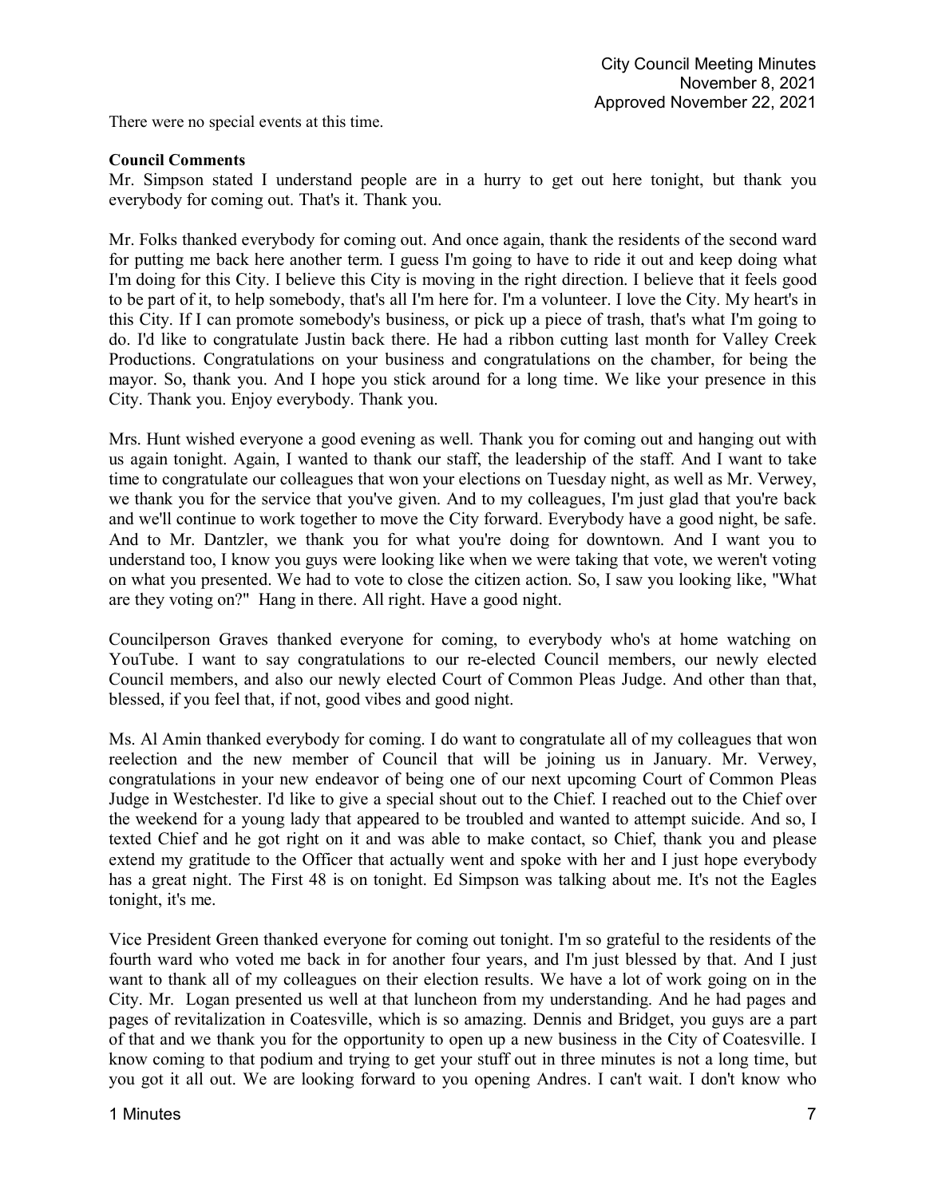There were no special events at this time.

**Council Comments**

Mr. Simpson stated I understand people are in a hurry to get out here tonight, but thank you everybody for coming out. That's it. Thank you.

Mr. Folks thanked everybody for coming out. And once again, thank the residents of the second ward for putting me back here another term. I guess I'm going to have to ride it out and keep doing what I'm doing for this City. I believe this City is moving in the right direction. I believe that it feels good to be part of it, to help somebody, that's all I'm here for. I'm a volunteer. I love the City. My heart's in this City. If I can promote somebody's business, or pick up a piece of trash, that's what I'm going to do. I'd like to congratulate Justin back there. He had a ribbon cutting last month for Valley Creek Productions. Congratulations on your business and congratulations on the chamber, for being the mayor. So, thank you. And I hope you stick around for a long time. We like your presence in this City. Thank you. Enjoy everybody. Thank you.

Mrs. Hunt wished everyone a good evening as well. Thank you for coming out and hanging out with us again tonight. Again, I wanted to thank our staff, the leadership of the staff. And I want to take time to congratulate our colleagues that won your elections on Tuesday night, as well as Mr. Verwey, we thank you for the service that you've given. And to my colleagues, I'm just glad that you're back and we'll continue to work together to move the City forward. Everybody have a good night, be safe. And to Mr. Dantzler, we thank you for what you're doing for downtown. And I want you to understand too, I know you guys were looking like when we were taking that vote, we weren't voting on what you presented. We had to vote to close the citizen action. So, I saw you looking like, "What are they voting on?" Hang in there. All right. Have a good night.

Councilperson Graves thanked everyone for coming, to everybody who's at home watching on YouTube. I want to say congratulations to our re-elected Council members, our newly elected Council members, and also our newly elected Court of Common Pleas Judge. And other than that, blessed, if you feel that, if not, good vibes and good night.

Ms. Al Amin thanked everybody for coming. I do want to congratulate all of my colleagues that won reelection and the new member of Council that will be joining us in January. Mr. Verwey, congratulations in your new endeavor of being one of our next upcoming Court of Common Pleas Judge in Westchester. I'd like to give a special shout out to the Chief. I reached out to the Chief over the weekend for a young lady that appeared to be troubled and wanted to attempt suicide. And so, I texted Chief and he got right on it and was able to make contact, so Chief, thank you and please extend my gratitude to the Officer that actually went and spoke with her and I just hope everybody has a great night. The First 48 is on tonight. Ed Simpson was talking about me. It's not the Eagles tonight, it's me.

Vice President Green thanked everyone for coming out tonight. I'm so grateful to the residents of the fourth ward who voted me back in for another four years, and I'm just blessed by that. And I just want to thank all of my colleagues on their election results. We have a lot of work going on in the City. Mr. Logan presented us well at that luncheon from my understanding. And he had pages and pages of revitalization in Coatesville, which is so amazing. Dennis and Bridget, you guys are a part of that and we thank you for the opportunity to open up a new business in the City of Coatesville. I know coming to that podium and trying to get your stuff out in three minutes is not a long time, but you got it all out. We are looking forward to you opening Andres. I can't wait. I don't know who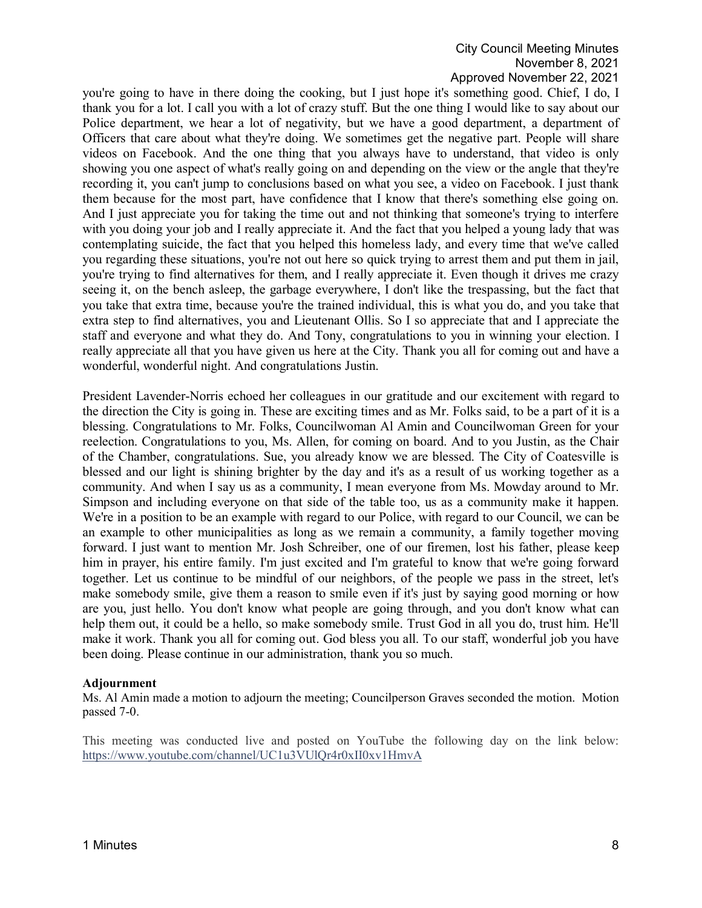you're going to have in there doing the cooking, but I just hope it's something good. Chief, I do, I thank you for a lot. I call you with a lot of crazy stuff. But the one thing I would like to say about our Police department, we hear a lot of negativity, but we have a good department, a department of Officers that care about what they're doing. We sometimes get the negative part. People will share videos on Facebook. And the one thing that you always have to understand, that video is only showing you one aspect of what's really going on and depending on the view or the angle that they're recording it, you can't jump to conclusions based on what you see, a video on Facebook. I just thank them because for the most part, have confidence that I know that there's something else going on. And I just appreciate you for taking the time out and not thinking that someone's trying to interfere with you doing your job and I really appreciate it. And the fact that you helped a young lady that was contemplating suicide, the fact that you helped this homeless lady, and every time that we've called you regarding these situations, you're not out here so quick trying to arrest them and put them in jail, you're trying to find alternatives for them, and I really appreciate it. Even though it drives me crazy seeing it, on the bench asleep, the garbage everywhere, I don't like the trespassing, but the fact that you take that extra time, because you're the trained individual, this is what you do, and you take that extra step to find alternatives, you and Lieutenant Ollis. So I so appreciate that and I appreciate the staff and everyone and what they do. And Tony, congratulations to you in winning your election. I really appreciate all that you have given us here at the City. Thank you all for coming out and have a wonderful, wonderful night. And congratulations Justin.

President Lavender-Norris echoed her colleagues in our gratitude and our excitement with regard to the direction the City is going in. These are exciting times and as Mr. Folks said, to be a part of it is a blessing. Congratulations to Mr. Folks, Councilwoman Al Amin and Councilwoman Green for your reelection. Congratulations to you, Ms. Allen, for coming on board. And to you Justin, as the Chair of the Chamber, congratulations. Sue, you already know we are blessed. The City of Coatesville is blessed and our light is shining brighter by the day and it's as a result of us working together as a community. And when I say us as a community, I mean everyone from Ms. Mowday around to Mr. Simpson and including everyone on that side of the table too, us as a community make it happen. We're in a position to be an example with regard to our Police, with regard to our Council, we can be an example to other municipalities as long as we remain a community, a family together moving forward. I just want to mention Mr. Josh Schreiber, one of our firemen, lost his father, please keep him in prayer, his entire family. I'm just excited and I'm grateful to know that we're going forward together. Let us continue to be mindful of our neighbors, of the people we pass in the street, let's make somebody smile, give them a reason to smile even if it's just by saying good morning or how are you, just hello. You don't know what people are going through, and you don't know what can help them out, it could be a hello, so make somebody smile. Trust God in all you do, trust him. He'll make it work. Thank you all for coming out. God bless you all. To our staff, wonderful job you have been doing. Please continue in our administration, thank you so much.

**Adjournment**

Ms. Al Amin made a motion to adjourn the meeting; Councilperson Graves seconded the motion. Motion passed 7-0.

This meeting was conducted live and posted on YouTube the following day on the link below: https://www.youtube.com/channel/UC1u3VUlQr4r0xII0xv1HmvA